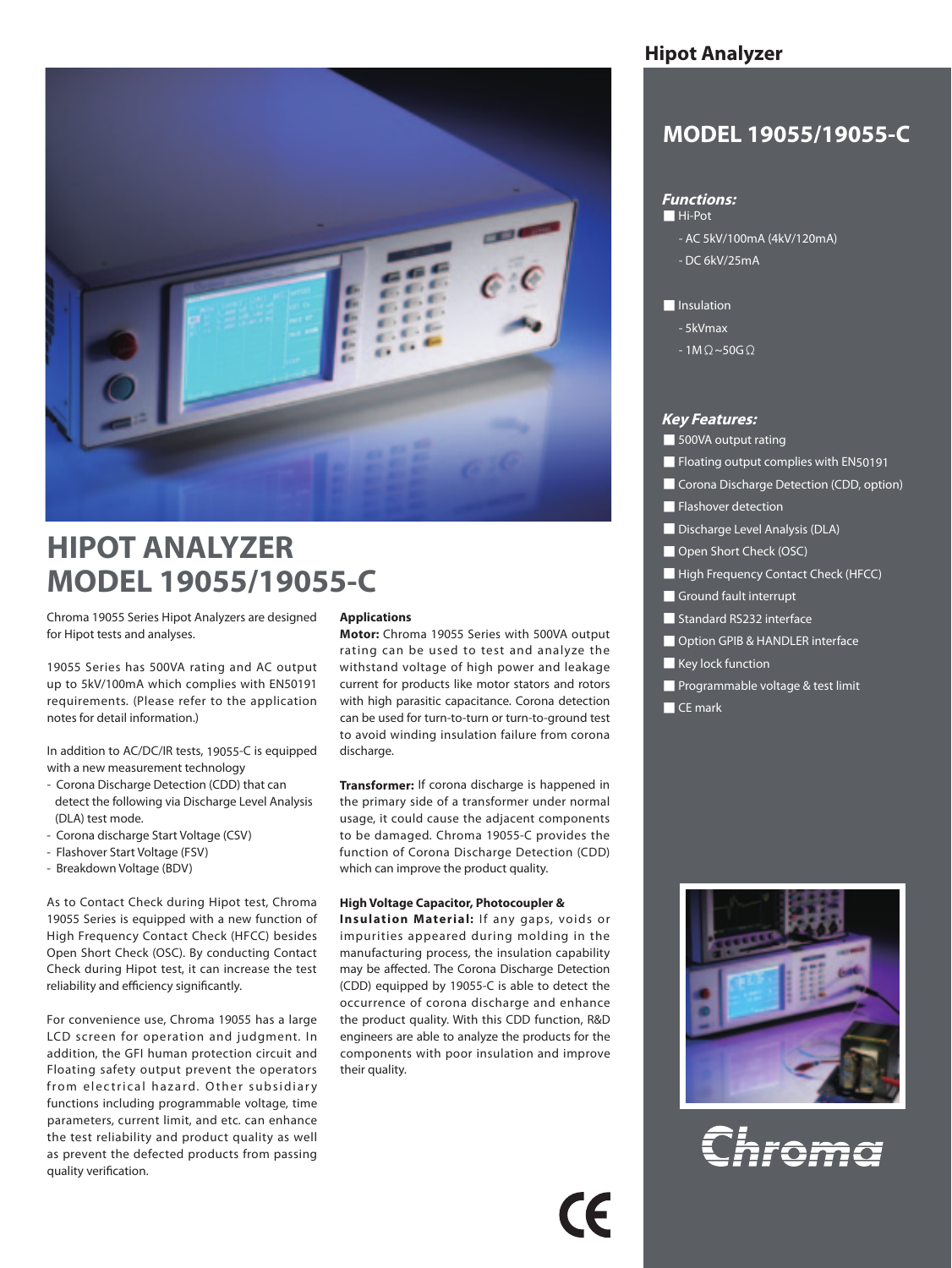# HIPOT ANALYZER MODEL 19055/19055-C

Chroma 19055 Series Hipot Analyzers are designed for Hipot tests and analyses.

19055 Series has 500VA rating and AC output up to 5kV/100mA which complies with EN50191 requirements. (Please refer to the application notes for detail information.)

In addition to AC/DC/IR tests, 19055-C is equipped with a new measurement technology

- Corona Discharge Detection (CDD) that can detect the following via Discharge Level Analysis (DLA) test mode.
- Corona discharge Start Voltage (CSV)
- Flashover Start Voltage (FSV)
- Breakdown Voltage (BDV)

As to Contact Check during Hipot test, Chroma 19055 Series is equipped with a new function of High Frequency Contact Check (HFCC) besides Open Short Check (OSC). By conducting Contact Check during Hipot test, it can increase the test reliability and efficiency significantly.

For convenience use, Chroma 19055 has a large LCD screen for operation and judgment. In addition, the GFI human protection circuit and Floating safety output prevent the operators from electrical hazard. Other subsidiary functions including programmable voltage, time parameters, current limit, and etc. can enhance the test reliability and product quality as well as prevent the defected products from passing quality verification.

### Applications

**Motor:** Chroma 19055 Series with 500VA output rating can be used to test and analyze the withstand voltage of high power and leakage current for products like motor stators and rotors with high parasitic capacitance. Corona detection can be used for turn-to-turn or turn-to-ground test to avoid winding insulation failure from corona discharge.

**Transformer:** If corona discharge is happened in the primary side of a transformer under normal usage, it could cause the adjacent components to be damaged. Chroma 19055-C provides the function of Corona Discharge Detection (CDD) which can improve the product quality.

**High Voltage Capacitor, Photocoupler & Insulation Material:** If any gaps, voids or impurities appeared during molding in the manufacturing process, the insulation capability may be affected. The Corona Discharge Detection (CDD) equipped by 19055-C is able to detect the occurrence of corona discharge and enhance the product quality. With this CDD function, R&D engineers are able to analyze the products for the components with poor insulation and improve their quality.

## Hipot Analyzer

## MODEL 19055/19055-C

### *Functions:*

- Hi-Pot
  - AC 5kV/100mA (4kV/120mA)
  - DC 6kV/25mA
- Insulation
  - 5kVmax
  - 1MΩ~50GΩ

### *Key Features:*

- 500VA output rating
- Floating output complies with EN50191
- Corona Discharge Detection (CDD, option)
- Flashover detection
- Discharge Level Analysis (DLA)
- Open Short Check (OSC)
- High Frequency Contact Check (HFCC)
- Ground fault interrupt
- Standard RS232 interface
- Option GPIB & HANDLER interface
- Key lock function
- Programmable voltage & test limit
- CE mark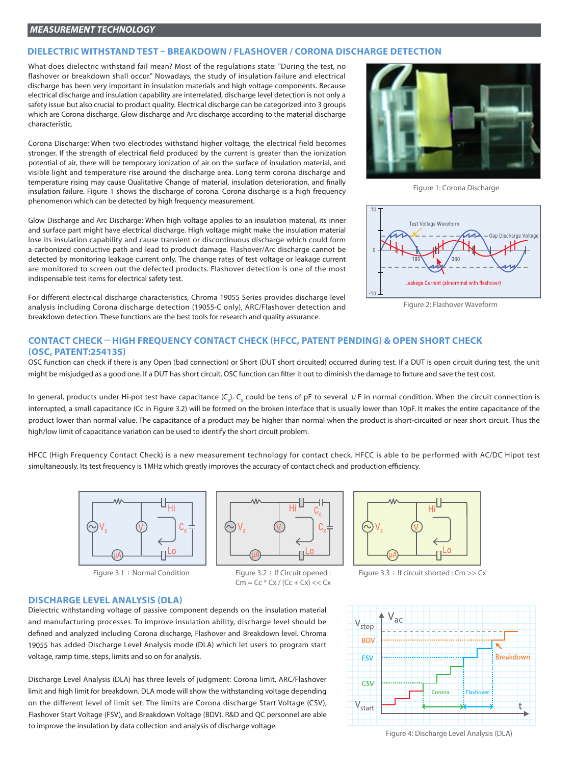## MEASUREMENT TECHNOLOGY

### DIELECTRIC WITHSTAND TEST – BREAKDOWN / FLASHOVER / CORONA DISCHARGE DETECTION

What does dielectric withstand fail mean? Most of the regulations state: "During the test, no flashover or breakdown shall occur." Nowadays, the study of insulation failure and electrical discharge has been very important in insulation materials and high voltage components. Because electrical discharge and insulation capability are interrelated, discharge level detection is not only a safety issue but also crucial to product quality. Electrical discharge can be categorized into 3 groups which are Corona discharge, Glow discharge and Arc discharge according to the material discharge characteristic.

Corona Discharge: When two electrodes withstand higher voltage, the electrical field becomes stronger. If the strength of electrical field produced by the current is greater than the ionization potential of air, there will be temporary ionization of air on the surface of insulation material, and visible light and temperature rise around the discharge area. Long term corona discharge and temperature rising may cause Qualitative Change of material, insulation deterioration, and finally insulation failure. Figure 1 shows the discharge of corona. Corona discharge is a high frequency phenomenon which can be detected by high frequency measurement.

Figure 1: Corona Discharge

Glow Discharge and Arc Discharge: When high voltage applies to an insulation material, its inner and surface part might have electrical discharge. High voltage might make the insulation material lose its insulation capability and cause transient or discontinuous discharge which could form a carbonized conductive path and lead to product damage. Flashover/Arc discharge cannot be detected by monitoring leakage current only. The change rates of test voltage or leakage current are monitored to screen out the defected products. Flashover detection is one of the most indispensable test items for electrical safety test.

Figure 2: Flashover Waveform

For different electrical discharge characteristics, Chroma 19055 Series provides discharge level analysis including Corona discharge detection (19055-C only), ARC/Flashover detection and breakdown detection. These functions are the best tools for research and quality assurance.

### CONTACT CHECK – HIGH FREQUENCY CONTACT CHECK (HFCC, PATENT PENDING) & OPEN SHORT CHECK (OSC, PATENT:254135)

OSC function can check if there is any Open (bad connection) or Short (DUT short circuited) occurred during test. If a DUT is open circuit during test, the unit might be misjudged as a good one. If a DUT has short circuit, OSC function can filter it out to diminish the damage to fixture and save the test cost.

In general, products under Hi-pot test have capacitance ($C_x$). $C_x$ could be tens of pF to several μF in normal condition. When the circuit connection is interrupted, a small capacitance (Cc in Figure 3.2) will be formed on the broken interface that is usually lower than 10pF. It makes the entire capacitance of the product lower than normal value. The capacitance of a product may be higher than normal when the product is short-circuited or near short circuit. Thus the high/low limit of capacitance variation can be used to identify the short circuit problem.

HFCC (High Frequency Contact Check) is a new measurement technology for contact check. HFCC is able to be performed with AC/DC Hipot test simultaneously. Its test frequency is 1MHz which greatly improves the accuracy of contact check and production efficiency.

Figure 3.1：Normal Condition

Figure 3.2：If Circuit opened : $C_m = C_c * C_x / (C_c + C_x) << C_x$

Figure 3.3：If circuit shorted : $C_m >> C_x$

### DISCHARGE LEVEL ANALYSIS (DLA)

Dielectric withstanding voltage of passive component depends on the insulation material and manufacturing processes. To improve insulation ability, discharge level should be defined and analyzed including Corona discharge, Flashover and Breakdown level. Chroma 19055 has added Discharge Level Analysis mode (DLA) which let users to program start voltage, ramp time, steps, limits and so on for analysis.

Discharge Level Analysis (DLA) has three levels of judgment: Corona limit, ARC/Flashover limit and high limit for breakdown. DLA mode will show the withstanding voltage depending on the different level of limit set. The limits are Corona discharge Start Voltage (CSV), Flashover Start Voltage (FSV), and Breakdown Voltage (BDV). R&D and QC personnel are able to improve the insulation by data collection and analysis of discharge voltage.

Figure 4: Discharge Level Analysis (DLA)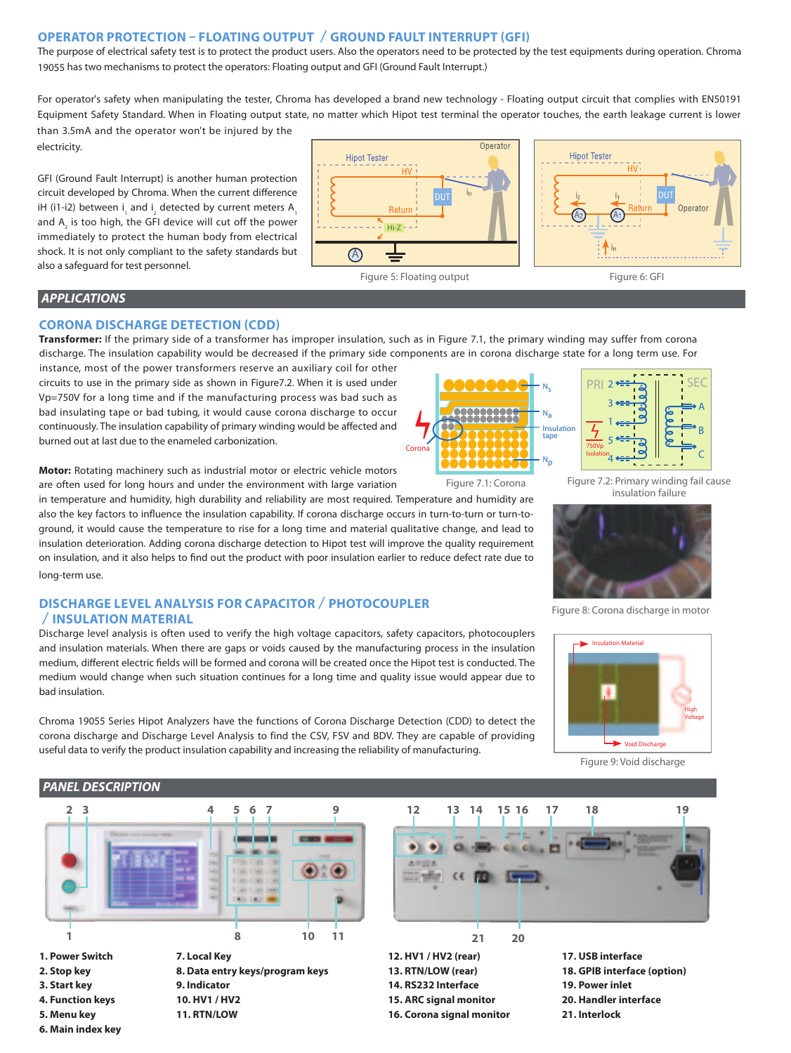## OPERATOR PROTECTION – FLOATING OUTPUT / GROUND FAULT INTERRUPT (GFI)

The purpose of electrical safety test is to protect the product users. Also the operators need to be protected by the test equipments during operation. Chroma 19055 has two mechanisms to protect the operators: Floating output and GFI (Ground Fault Interrupt.)

For operator's safety when manipulating the tester, Chroma has developed a brand new technology - Floating output circuit that complies with EN50191 Equipment Safety Standard. When in Floating output state, no matter which Hipot test terminal the operator touches, the earth leakage current is lower than 3.5mA and the operator won't be injured by the electricity.

GFI (Ground Fault Interrupt) is another human protection circuit developed by Chroma. When the current difference iH (i1-i2) between $i_1$ and $i_2$ detected by current meters $A_1$ and $A_2$ is too high, the GFI device will cut off the power immediately to protect the human body from electrical shock. It is not only compliant to the safety standards but also a safeguard for test personnel.

Figure 5: Floating output

Figure 6: GFI

## APPLICATIONS

### CORONA DISCHARGE DETECTION (CDD)

**Transformer:** If the primary side of a transformer has improper insulation, such as in Figure 7.1, the primary winding may suffer from corona discharge. The insulation capability would be decreased if the primary side components are in corona discharge state for a long term use. For instance, most of the power transformers reserve an auxiliary coil for other circuits to use in the primary side as shown in Figure7.2. When it is used under Vp=750V for a long time and if the manufacturing process was bad such as bad insulating tape or bad tubing, it would cause corona discharge to occur continuously. The insulation capability of primary winding would be affected and burned out at last due to the enameled carbonization.

Figure 7.1: Corona

Figure 7.2: Primary winding fail cause insulation failure

**Motor:** Rotating machinery such as industrial motor or electric vehicle motors are often used for long hours and under the environment with large variation in temperature and humidity, high durability and reliability are most required. Temperature and humidity are also the key factors to influence the insulation capability. If corona discharge occurs in turn-to-turn or turn-to-ground, it would cause the temperature to rise for a long time and material qualitative change, and lead to insulation deterioration. Adding corona discharge detection to Hipot test will improve the quality requirement on insulation, and it also helps to find out the product with poor insulation earlier to reduce defect rate due to long-term use.

Figure 8: Corona discharge in motor

### DISCHARGE LEVEL ANALYSIS FOR CAPACITOR / PHOTOCOUPLER / INSULATION MATERIAL

Discharge level analysis is often used to verify the high voltage capacitors, safety capacitors, photocouplers and insulation materials. When there are gaps or voids caused by the manufacturing process in the insulation medium, different electric fields will be formed and corona will be created once the Hipot test is conducted. The medium would change when such situation continues for a long time and quality issue would appear due to bad insulation.

Chroma 19055 Series Hipot Analyzers have the functions of Corona Discharge Detection (CDD) to detect the corona discharge and Discharge Level Analysis to find the CSV, FSV and BDV. They are capable of providing useful data to verify the product insulation capability and increasing the reliability of manufacturing.

Figure 9: Void discharge

## PANEL DESCRIPTION

1. Power Switch
2. Stop key
3. Start key
4. Function keys
5. Menu key
6. Main index key
7. Local Key
8. Data entry keys/program keys
9. Indicator
10. HV1 / HV2
11. RTN/LOW
12. HV1 / HV2 (rear)
13. RTN/LOW (rear)
14. RS232 Interface
15. ARC signal monitor
16. Corona signal monitor
17. USB interface
18. GPIB interface (option)
19. Power inlet
20. Handler interface
21. Interlock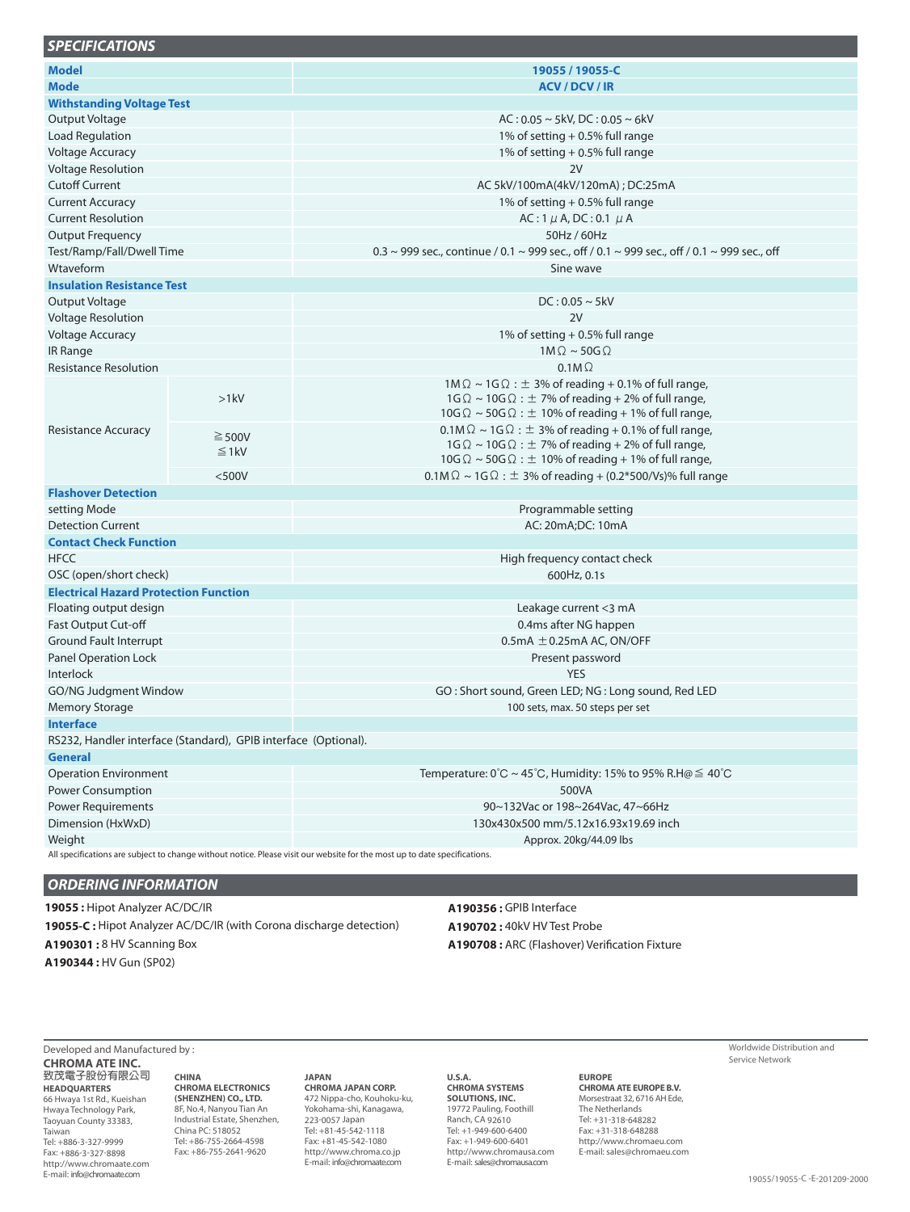## SPECIFICATIONS

| | | |
|---|---|---|
| **Model** | | **19055 / 19055-C** |
| **Mode** | | **ACV / DCV / IR** |
| **Withstanding Voltage Test** | | |
| Output Voltage | | AC : 0.05 ~ 5kV, DC : 0.05 ~ 6kV |
| Load Regulation | | 1% of setting + 0.5% full range |
| Voltage Accuracy | | 1% of setting + 0.5% full range |
| Voltage Resolution | | 2V |
| Cutoff Current | | AC 5kV/100mA(4kV/120mA) ; DC:25mA |
| Current Accuracy | | 1% of setting + 0.5% full range |
| Current Resolution | | AC : 1 μA, DC : 0.1 μA |
| Output Frequency | | 50Hz / 60Hz |
| Test/Ramp/Fall/Dwell Time | | 0.3 ~ 999 sec., continue / 0.1 ~ 999 sec., off / 0.1 ~ 999 sec., off / 0.1 ~ 999 sec., off |
| Wtaveform | | Sine wave |
| **Insulation Resistance Test** | | |
| Output Voltage | | DC : 0.05 ~ 5kV |
| Voltage Resolution | | 2V |
| Voltage Accuracy | | 1% of setting + 0.5% full range |
| IR Range | | 1MΩ ~ 50GΩ |
| Resistance Resolution | | 0.1MΩ |
| Resistance Accuracy | >1kV | 1MΩ ~ 1GΩ : ± 3% of reading + 0.1% of full range,<br>1GΩ ~ 10GΩ : ± 7% of reading + 2% of full range,<br>10GΩ ~ 50GΩ : ± 10% of reading + 1% of full range, |
| | ≧500V ≦1kV | 0.1MΩ ~ 1GΩ : ± 3% of reading + 0.1% of full range,<br>1GΩ ~ 10GΩ : ± 7% of reading + 2% of full range,<br>10GΩ ~ 50GΩ : ± 10% of reading + 1% of full range, |
| | <500V | 0.1MΩ ~ 1GΩ : ± 3% of reading + (0.2*500/Vs)% full range |
| **Flashover Detection** | | |
| setting Mode | | Programmable setting |
| Detection Current | | AC: 20mA;DC: 10mA |
| **Contact Check Function** | | |
| HFCC | | High frequency contact check |
| OSC (open/short check) | | 600Hz, 0.1s |
| **Electrical Hazard Protection Function** | | |
| Floating output design | | Leakage current <3 mA |
| Fast Output Cut-off | | 0.4ms after NG happen |
| Ground Fault Interrupt | | 0.5mA ±0.25mA AC, ON/OFF |
| Panel Operation Lock | | Present password |
| Interlock | | YES |
| GO/NG Judgment Window | | GO : Short sound, Green LED; NG : Long sound, Red LED |
| Memory Storage | | 100 sets, max. 50 steps per set |
| **Interface** | | |
| RS232, Handler interface (Standard), GPIB interface (Optional). | | |
| **General** | | |
| Operation Environment | | Temperature: 0˚C ~ 45˚C, Humidity: 15% to 95% R.H@≦ 40˚C |
| Power Consumption | | 500VA |
| Power Requirements | | 90~132Vac or 198~264Vac, 47~66Hz |
| Dimension (HxWxD) | | 130x430x500 mm/5.12x16.93x19.69 inch |
| Weight | | Approx. 20kg/44.09 lbs |

All specifications are subject to change without notice. Please visit our website for the most up to date specifications.

## ORDERING INFORMATION

**19055 :** Hipot Analyzer AC/DC/IR
**19055-C :** Hipot Analyzer AC/DC/IR (with Corona discharge detection)
**A190301 :** 8 HV Scanning Box
**A190344 :** HV Gun (SP02)
**A190356 :** GPIB Interface
**A190702 :** 40kV HV Test Probe
**A190708 :** ARC (Flashover) Verification Fixture

Developed and Manufactured by :

**CHROMA ATE INC.**
**致茂電子股份有限公司**
**HEADQUARTERS**
66 Hwaya 1st Rd., Kueishan Hwaya Technology Park, Taoyuan County 33383, Taiwan
Tel: +886-3-327-9999
Fax: +886-3-327-8898
http://www.chromaate.com
E-mail: info@chromaate.com

**CHINA**
**CHROMA ELECTRONICS (SHENZHEN) CO., LTD.**
8F, No.4, Nanyou Tian An Industrial Estate, Shenzhen, China PC: 518052
Tel: +86-755-2664-4598
Fax: +86-755-2641-9620

**JAPAN**
**CHROMA JAPAN CORP.**
472 Nippa-cho, Kouhoku-ku, Yokohama-shi, Kanagawa, 223-0057 Japan
Tel: +81-45-542-1118
Fax: +81-45-542-1080
http://www.chroma.co.jp
E-mail: info@chromaate.com

**U.S.A.**
**CHROMA SYSTEMS SOLUTIONS, INC.**
19772 Pauling, Foothill Ranch, CA 92610
Tel: +1-949-600-6400
Fax: +1-949-600-6401
http://www.chromausa.com
E-mail: sales@chromausa.com

**EUROPE**
**CHROMA ATE EUROPE B.V.**
Morsestraat 32, 6716 AH Ede, The Netherlands
Tel: +31-318-648282
Fax: +31-318-648288
http://www.chromaeu.com
E-mail: sales@chromaeu.com

Worldwide Distribution and Service Network

19055/19055-C-E-201209-2000